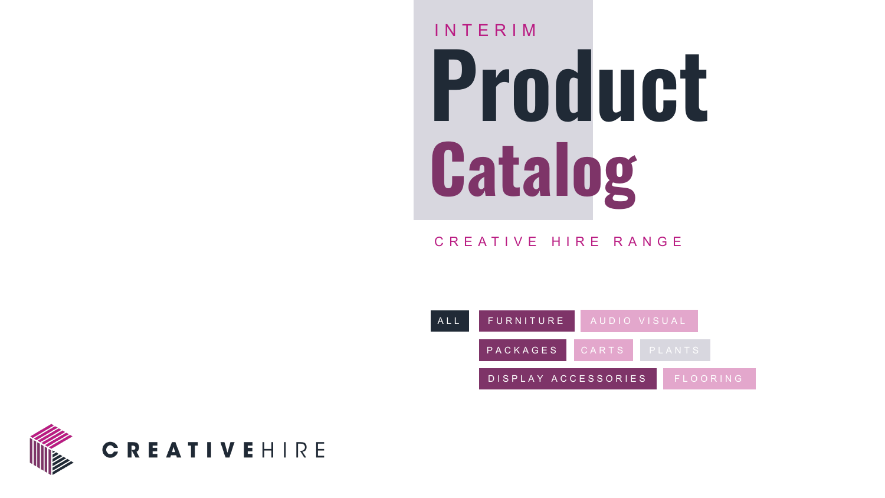INTERIM

# Product Catalog

CREATIVE HIRE RANGE

ALL

FURNITURE

AUDIO VISUAL

PACKAGES

CARTS

PLANTS

DISPLAY ACCESSORIES

FLOORING

CREATIVEHIRE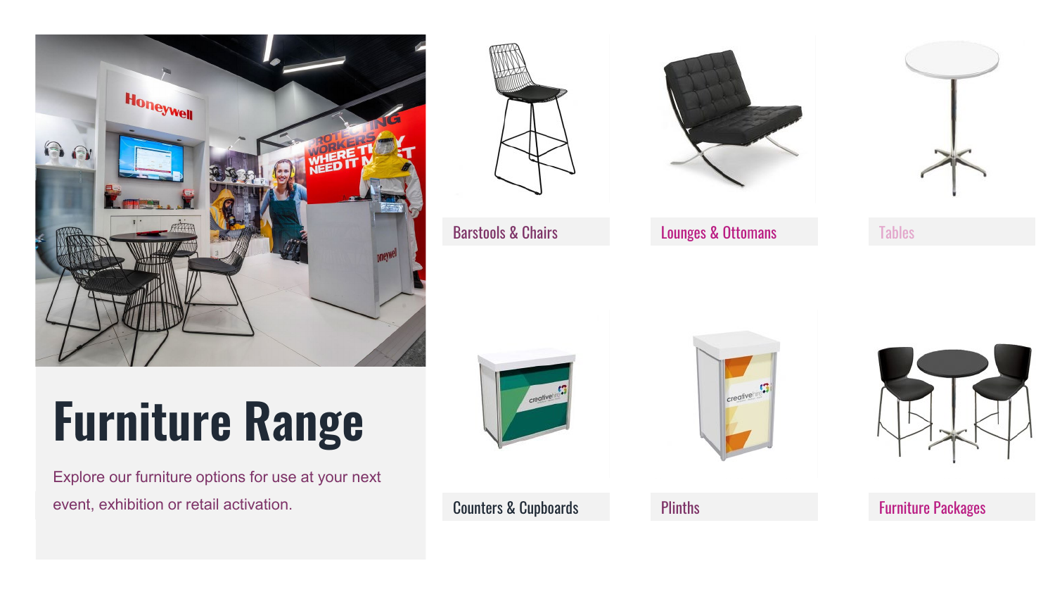# Furniture Range

Explore our furniture options for use at your next event, exhibition or retail activation.

- Barstools & Chairs
- Lounges & Ottomans
- Tables
- Counters & Cupboards
- Plinths
- Furniture Packages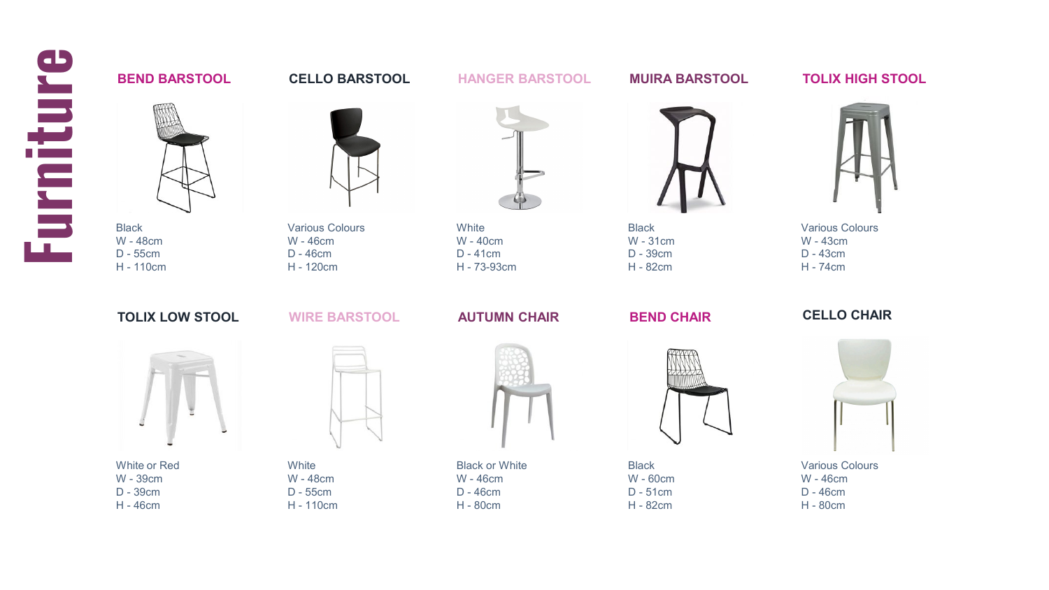# Furniture

### BEND BARSTOOL

Black
W - 48cm
D - 55cm
H - 110cm

### CELLO BARSTOOL

Various Colours
W - 46cm
D - 46cm
H - 120cm

### HANGER BARSTOOL

White
W - 40cm
D - 41cm
H - 73-93cm

### MUIRA BARSTOOL

Black
W - 31cm
D - 39cm
H - 82cm

### TOLIX HIGH STOOL

Various Colours
W - 43cm
D - 43cm
H - 74cm

### TOLIX LOW STOOL

White or Red
W - 39cm
D - 39cm
H - 46cm

### WIRE BARSTOOL

White
W - 48cm
D - 55cm
H - 110cm

### AUTUMN CHAIR

Black or White
W - 46cm
D - 46cm
H - 80cm

### BEND CHAIR

Black
W - 60cm
D - 51cm
H - 82cm

### CELLO CHAIR

Various Colours
W - 46cm
D - 46cm
H - 80cm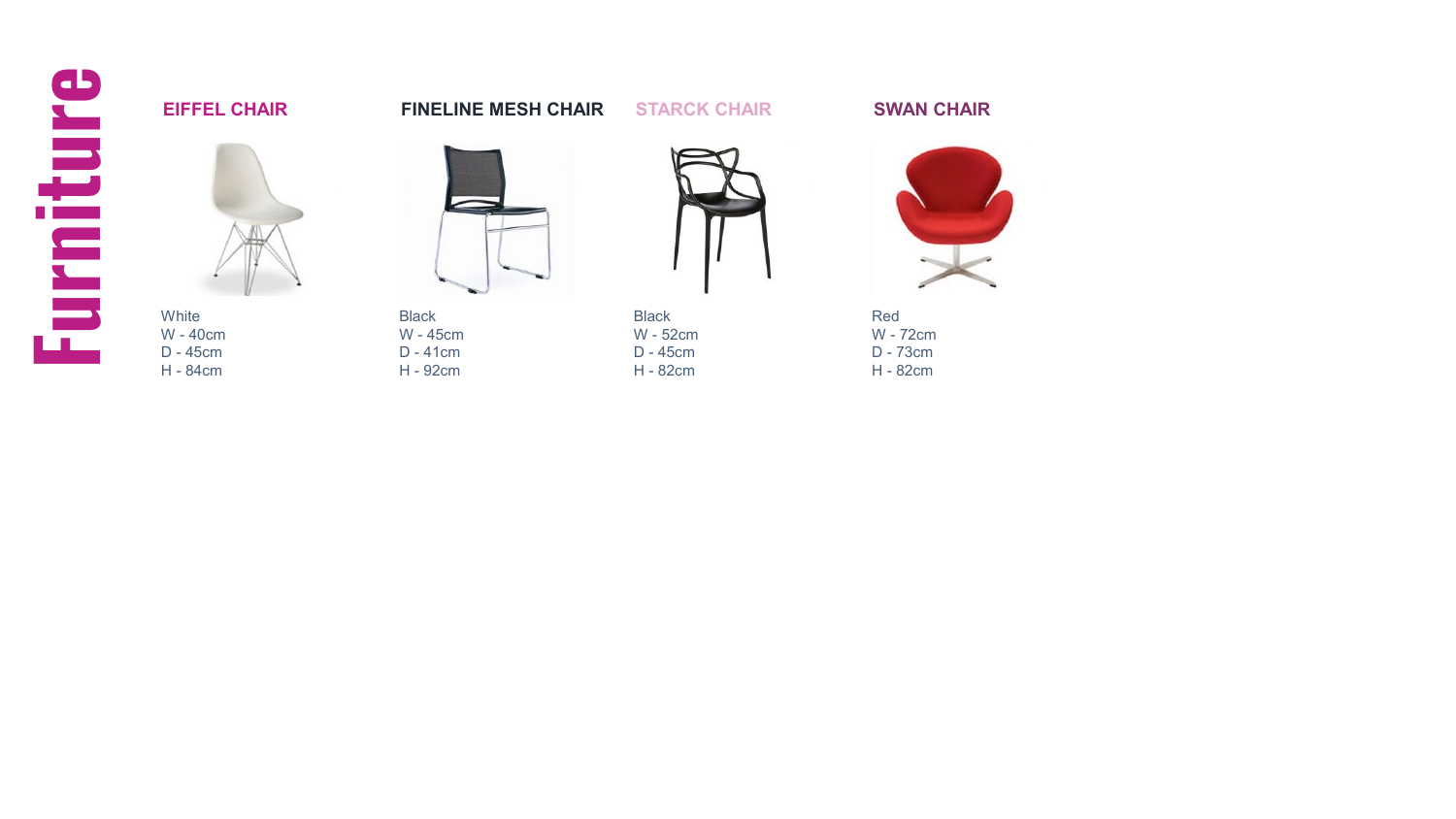# Furniture

### EIFFEL CHAIR

White
W - 40cm
D - 45cm
H - 84cm

### FINELINE MESH CHAIR

Black
W - 45cm
D - 41cm
H - 92cm

### STARCK CHAIR

Black
W - 52cm
D - 45cm
H - 82cm

### SWAN CHAIR

Red
W - 72cm
D - 73cm
H - 82cm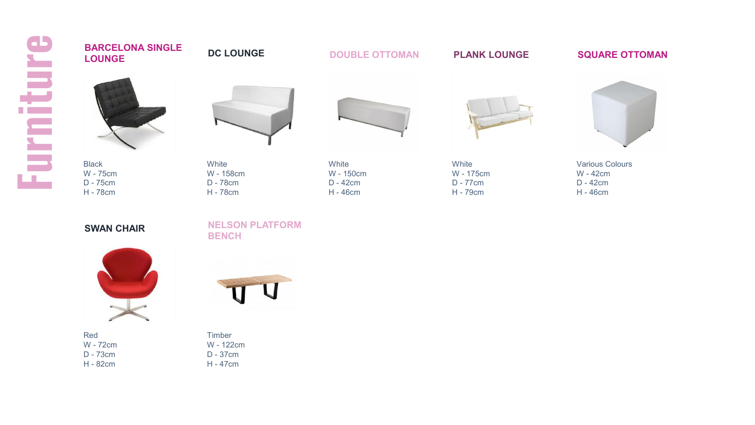# Furniture

## BARCELONA SINGLE LOUNGE

Black
W - 75cm
D - 75cm
H - 78cm

## DC LOUNGE

White
W - 158cm
D - 78cm
H - 78cm

## DOUBLE OTTOMAN

White
W - 150cm
D - 42cm
H - 46cm

## PLANK LOUNGE

White
W - 175cm
D - 77cm
H - 79cm

## SQUARE OTTOMAN

Various Colours
W - 42cm
D - 42cm
H - 46cm

## SWAN CHAIR

Red
W - 72cm
D - 73cm
H - 82cm

## NELSON PLATFORM BENCH

Timber
W - 122cm
D - 37cm
H - 47cm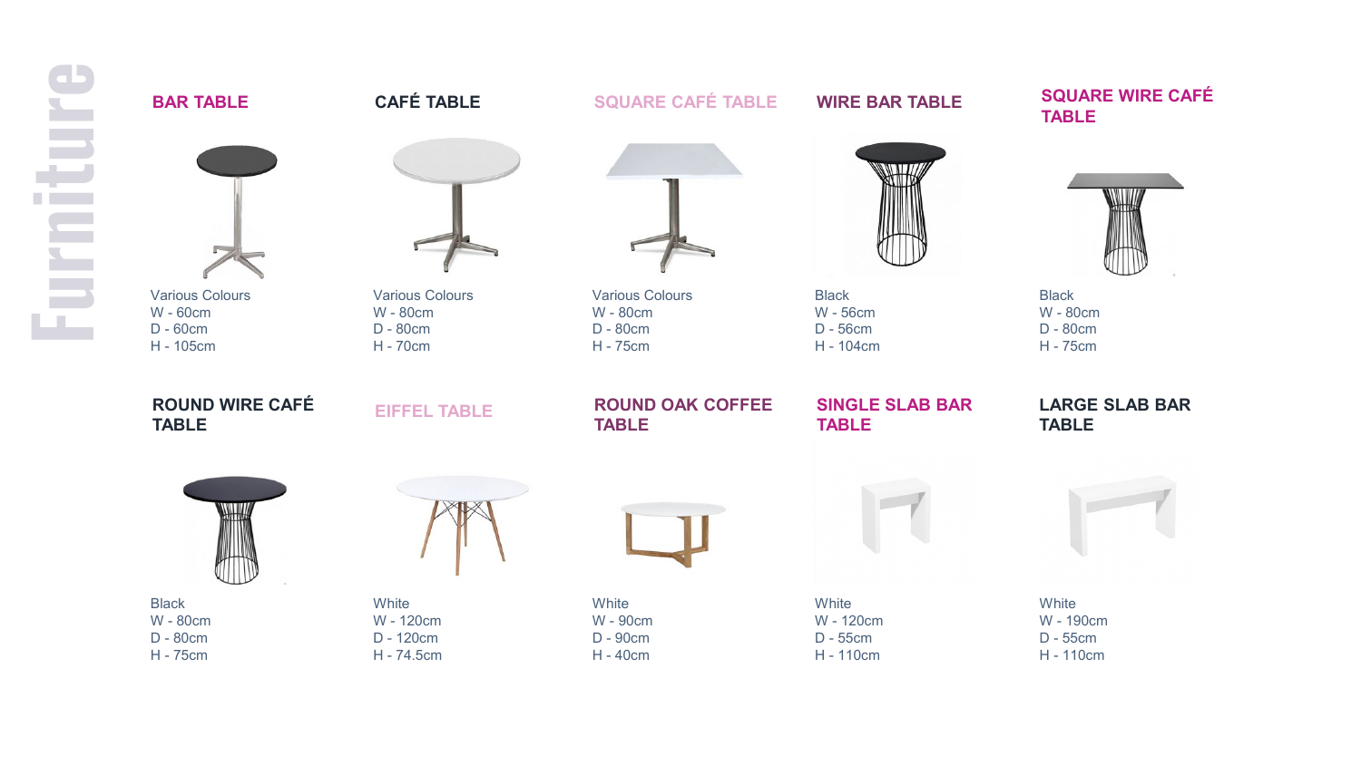# Furniture

### BAR TABLE

Various Colours
W - 60cm
D - 60cm
H - 105cm

### CAFÉ TABLE

Various Colours
W - 80cm
D - 80cm
H - 70cm

### SQUARE CAFÉ TABLE

Various Colours
W - 80cm
D - 80cm
H - 75cm

### WIRE BAR TABLE

Black
W - 56cm
D - 56cm
H - 104cm

### SQUARE WIRE CAFÉ TABLE

Black
W - 80cm
D - 80cm
H - 75cm

### ROUND WIRE CAFÉ TABLE

Black
W - 80cm
D - 80cm
H - 75cm

### EIFFEL TABLE

White
W - 120cm
D - 120cm
H - 74.5cm

### ROUND OAK COFFEE TABLE

White
W - 90cm
D - 90cm
H - 40cm

### SINGLE SLAB BAR TABLE

White
W - 120cm
D - 55cm
H - 110cm

### LARGE SLAB BAR TABLE

White
W - 190cm
D - 55cm
H - 110cm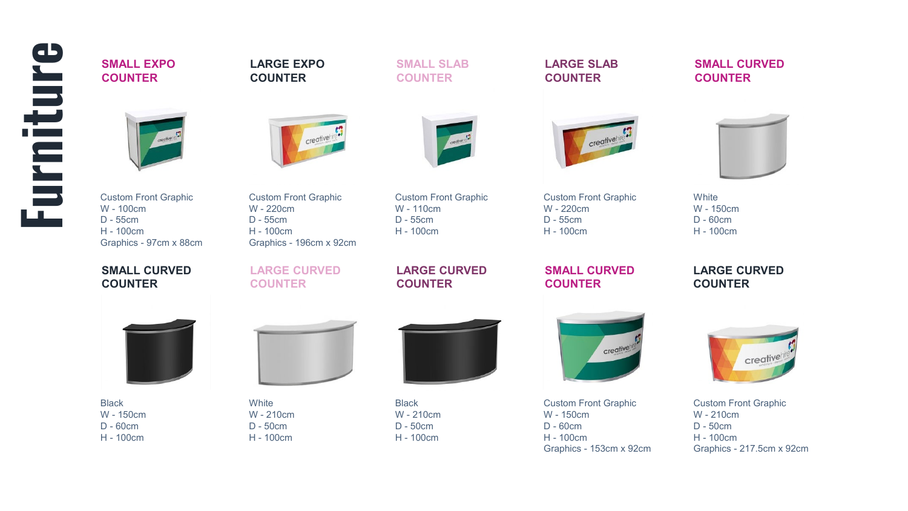# Furniture

### SMALL EXPO COUNTER

Custom Front Graphic
W - 100cm
D - 55cm
H - 100cm
Graphics - 97cm x 88cm

### LARGE EXPO COUNTER

Custom Front Graphic
W - 220cm
D - 55cm
H - 100cm
Graphics - 196cm x 92cm

### SMALL SLAB COUNTER

Custom Front Graphic
W - 110cm
D - 55cm
H - 100cm

### LARGE SLAB COUNTER

Custom Front Graphic
W - 220cm
D - 55cm
H - 100cm

### SMALL CURVED COUNTER

White
W - 150cm
D - 60cm
H - 100cm

### SMALL CURVED COUNTER

Black
W - 150cm
D - 60cm
H - 100cm

### LARGE CURVED COUNTER

White
W - 210cm
D - 50cm
H - 100cm

### LARGE CURVED COUNTER

Black
W - 210cm
D - 50cm
H - 100cm

### SMALL CURVED COUNTER

Custom Front Graphic
W - 150cm
D - 60cm
H - 100cm
Graphics - 153cm x 92cm

### LARGE CURVED COUNTER

Custom Front Graphic
W - 210cm
D - 50cm
H - 100cm
Graphics - 217.5cm x 92cm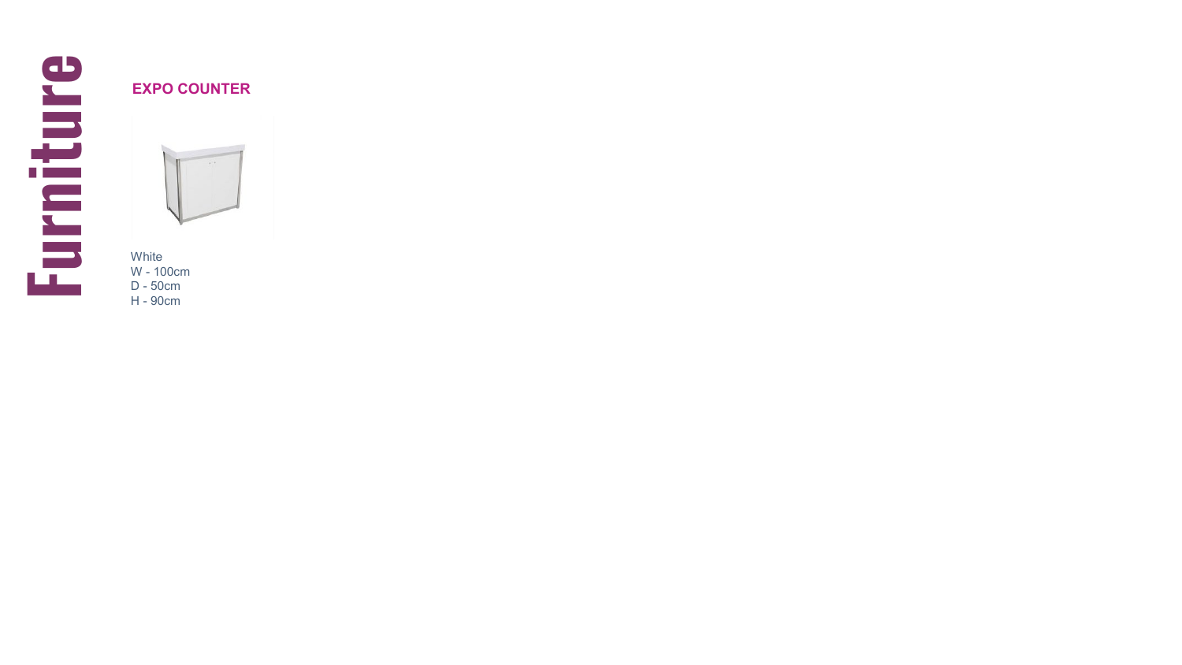# Furniture

## EXPO COUNTER

White
W - 100cm
D - 50cm
H - 90cm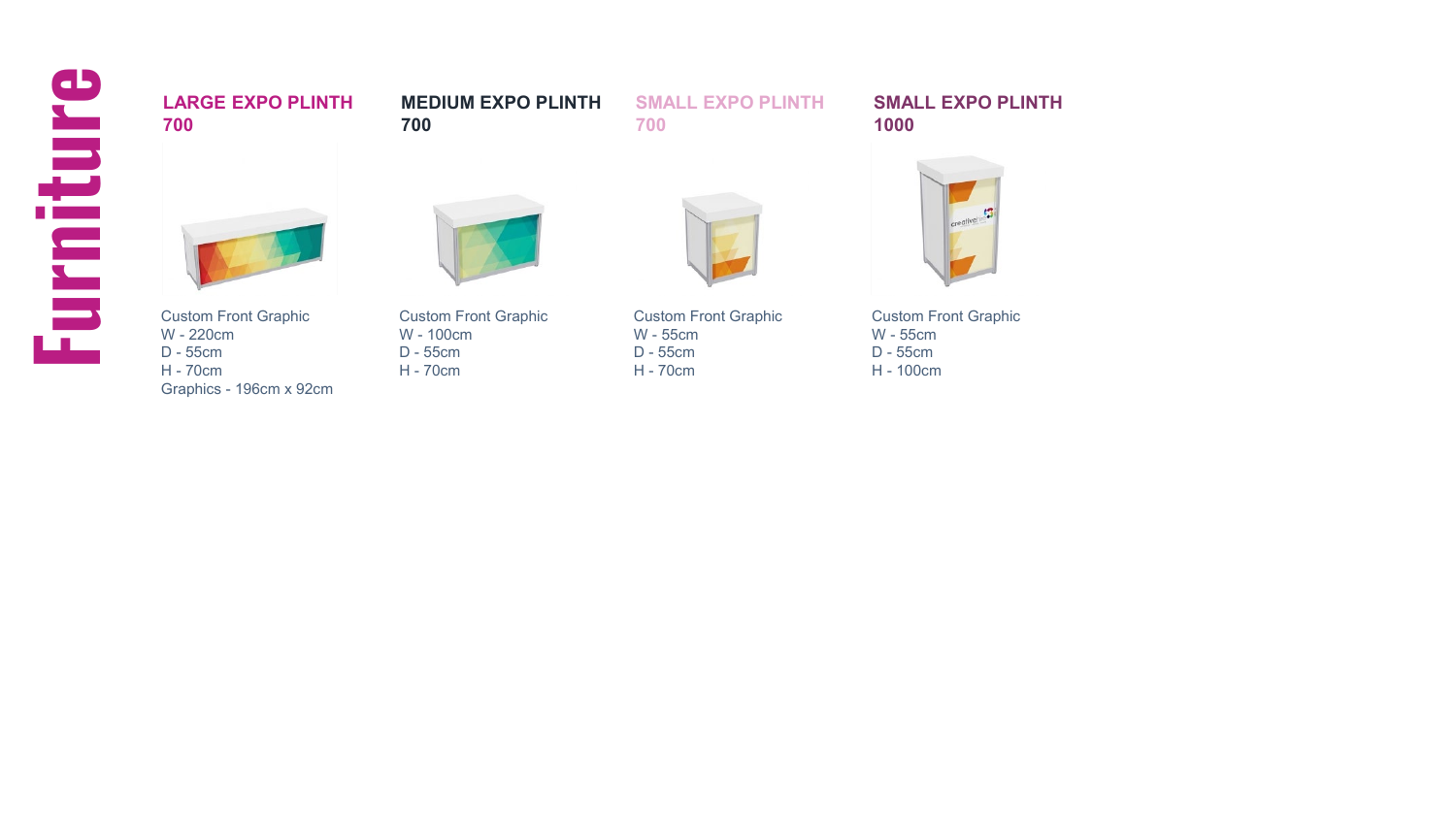# Furniture

## LARGE EXPO PLINTH 700

Custom Front Graphic
W - 220cm
D - 55cm
H - 70cm
Graphics - 196cm x 92cm

## MEDIUM EXPO PLINTH 700

Custom Front Graphic
W - 100cm
D - 55cm
H - 70cm

## SMALL EXPO PLINTH 700

Custom Front Graphic
W - 55cm
D - 55cm
H - 70cm

## SMALL EXPO PLINTH 1000

Custom Front Graphic
W - 55cm
D - 55cm
H - 100cm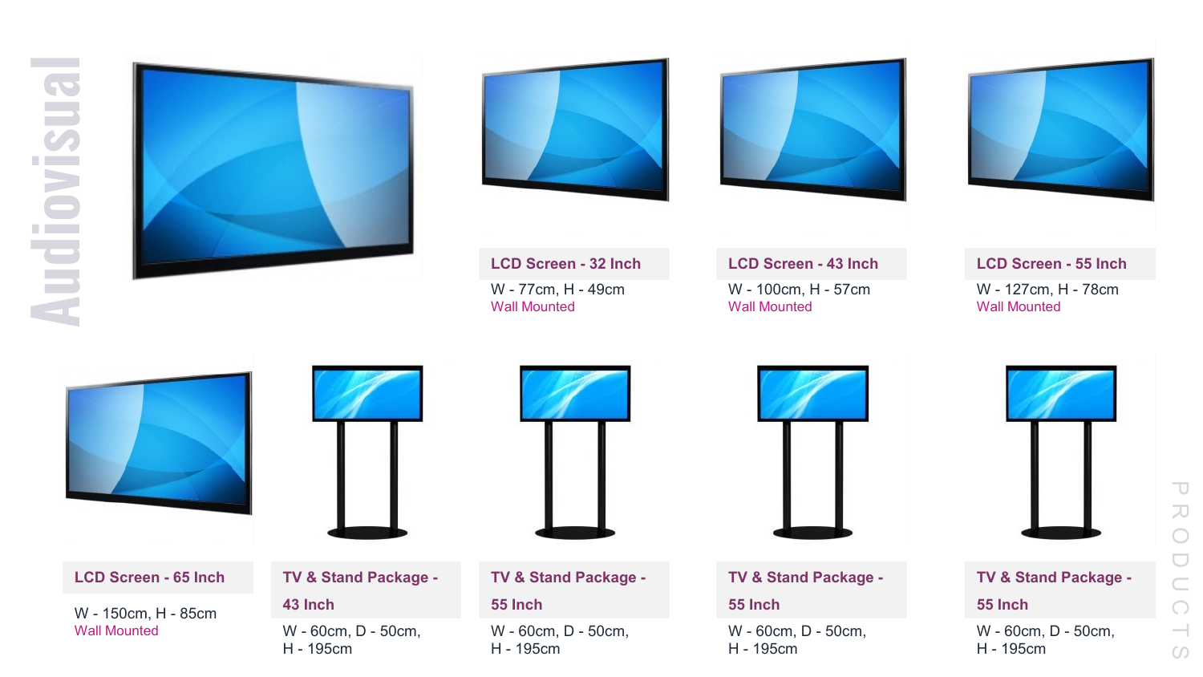# Audiovisual

### LCD Screen - 32 Inch
W - 77cm, H - 49cm
Wall Mounted

### LCD Screen - 43 Inch
W - 100cm, H - 57cm
Wall Mounted

### LCD Screen - 55 Inch
W - 127cm, H - 78cm
Wall Mounted

### LCD Screen - 65 Inch
W - 150cm, H - 85cm
Wall Mounted

### TV & Stand Package - 43 Inch
W - 60cm, D - 50cm, H - 195cm

### TV & Stand Package - 55 Inch
W - 60cm, D - 50cm, H - 195cm

### TV & Stand Package - 55 Inch
W - 60cm, D - 50cm, H - 195cm

### TV & Stand Package - 55 Inch
W - 60cm, D - 50cm, H - 195cm

PRODUCTS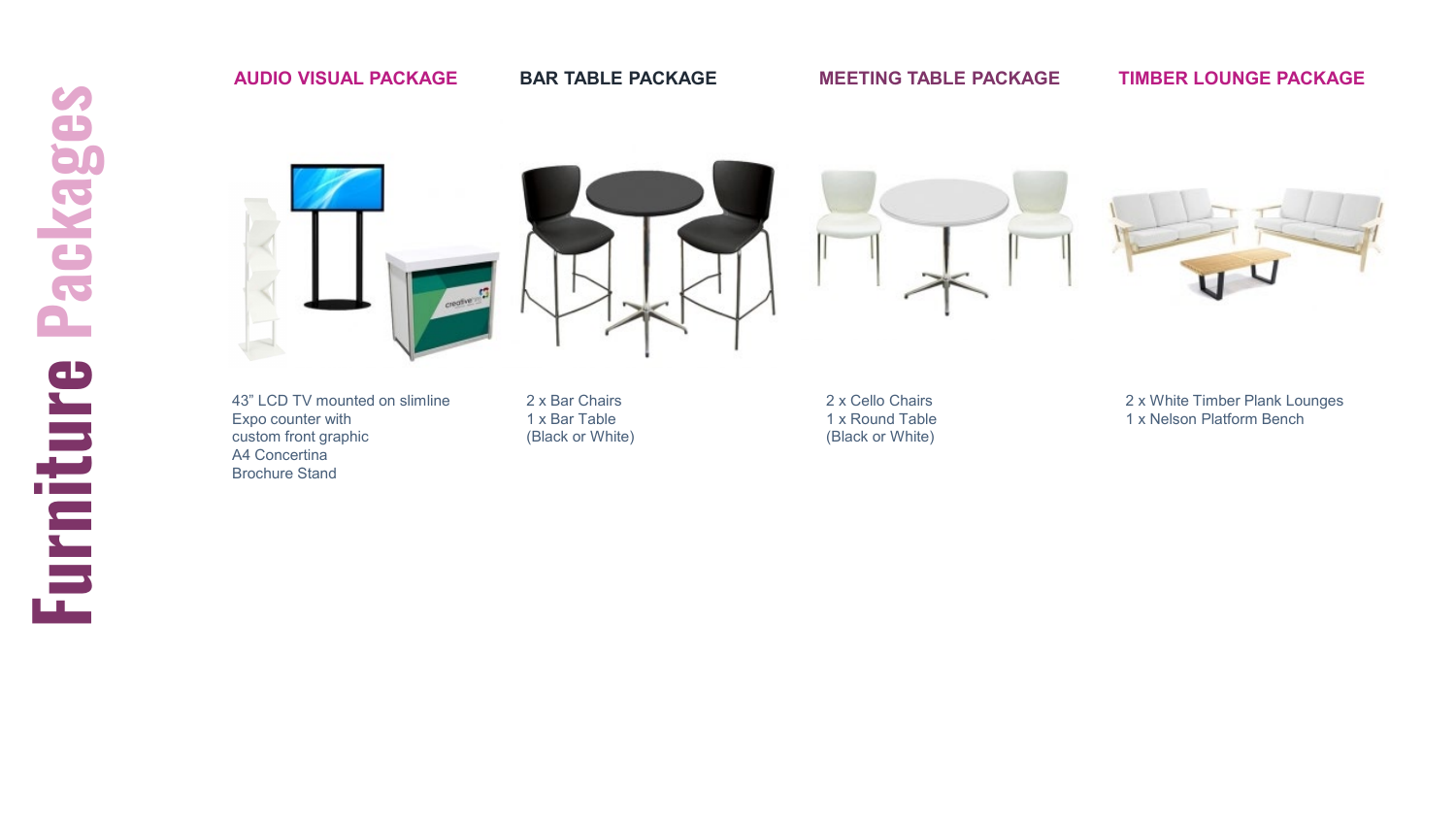# Furniture Packages

## AUDIO VISUAL PACKAGE

43" LCD TV mounted on slimline
Expo counter with
custom front graphic
A4 Concertina
Brochure Stand

## BAR TABLE PACKAGE

2 x Bar Chairs
1 x Bar Table
(Black or White)

## MEETING TABLE PACKAGE

2 x Cello Chairs
1 x Round Table
(Black or White)

## TIMBER LOUNGE PACKAGE

2 x White Timber Plank Lounges
1 x Nelson Platform Bench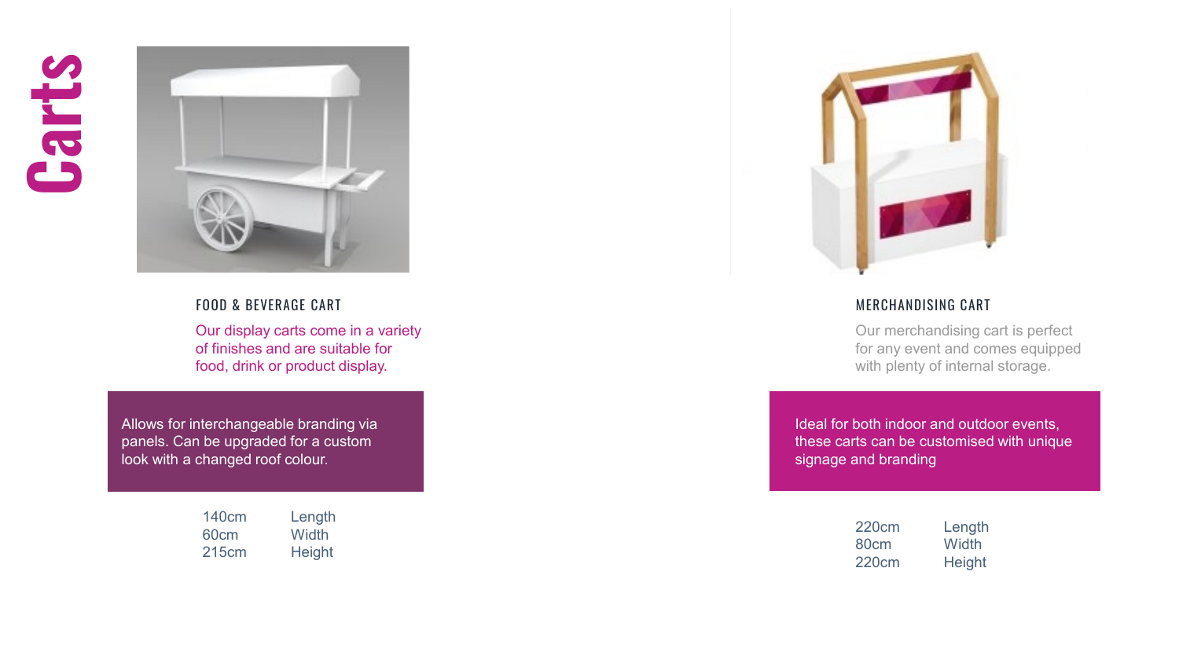# Carts

## FOOD & BEVERAGE CART

Our display carts come in a variety of finishes and are suitable for food, drink or product display.

Allows for interchangeable branding via panels. Can be upgraded for a custom look with a changed roof colour.

| | |
|---|---|
| 140cm | Length |
| 60cm | Width |
| 215cm | Height |

## MERCHANDISING CART

Our merchandising cart is perfect for any event and comes equipped with plenty of internal storage.

Ideal for both indoor and outdoor events, these carts can be customised with unique signage and branding

| | |
|---|---|
| 220cm | Length |
| 80cm | Width |
| 220cm | Height |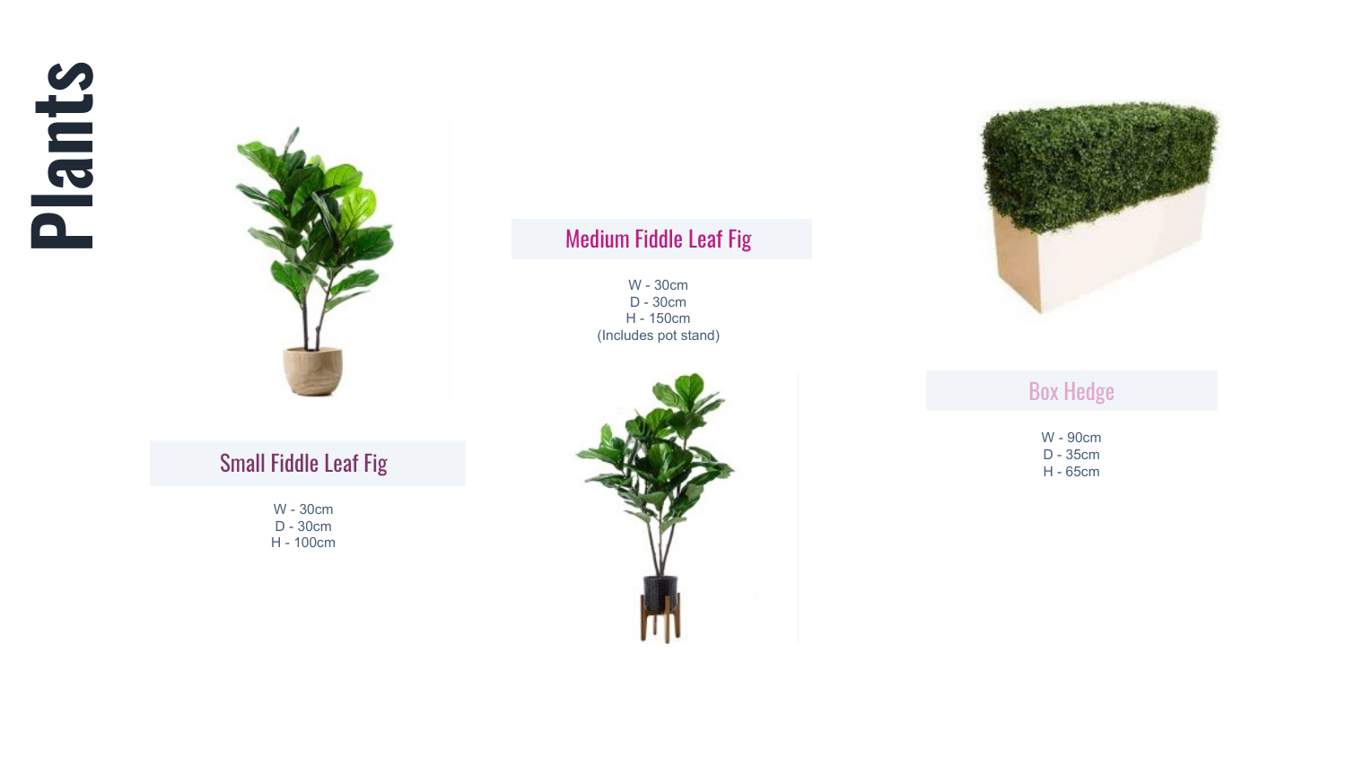# Plants

## Small Fiddle Leaf Fig

W - 30cm
D - 30cm
H - 100cm

## Medium Fiddle Leaf Fig

W - 30cm
D - 30cm
H - 150cm
(Includes pot stand)

## Box Hedge

W - 90cm
D - 35cm
H - 65cm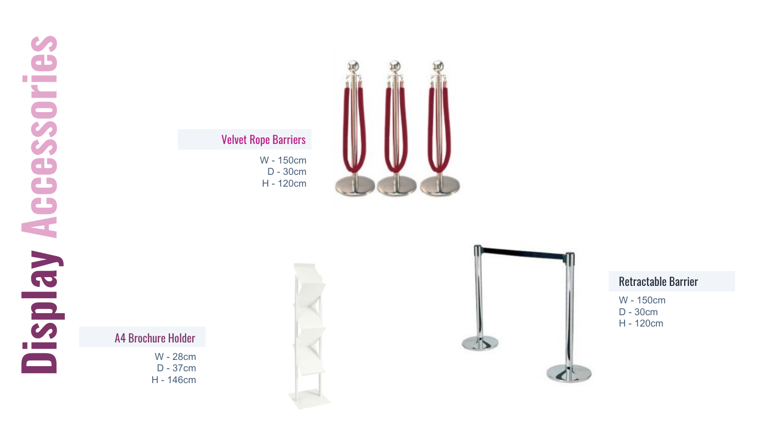# Display Accessories

## Velvet Rope Barriers

W - 150cm
D - 30cm
H - 120cm

## Retractable Barrier

W - 150cm
D - 30cm
H - 120cm

## A4 Brochure Holder

W - 28cm
D - 37cm
H - 146cm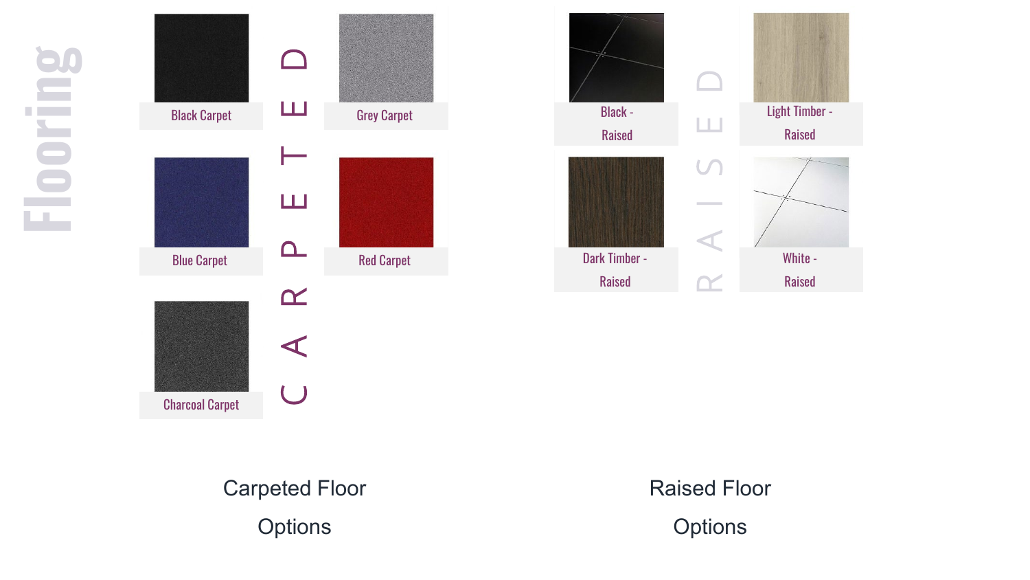# Flooring

## CARPETED

Black Carpet

Grey Carpet

Blue Carpet

Red Carpet

Charcoal Carpet

## RAISED

Black - Raised

Light Timber - Raised

Dark Timber - Raised

White - Raised

Carpeted Floor Options

Raised Floor Options